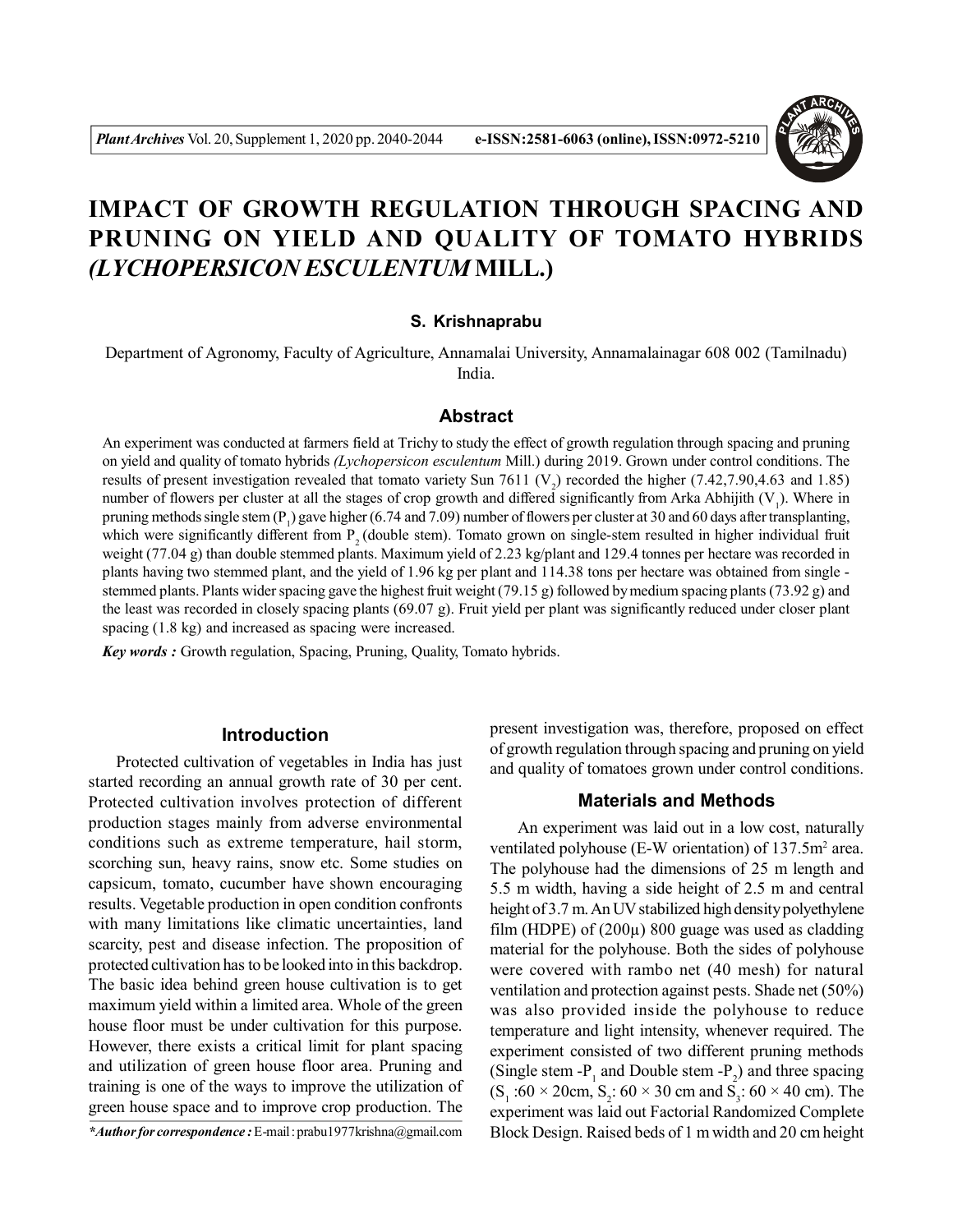# IMPACT OF GROWTH REGULATION THROUGH SPACING AND PRUNING ON YIELD AND QUALITY OF TOMATO HYBRIDS *(LYCHOPERSICON ESCULENTUM* MILL.)

**S. Krishnaprabu**

Department of Agronomy, Faculty of Agriculture, Annamalai University, Annamalainagar 608 002 (Tamilnadu) India.

## Abstract

An experiment was conducted at farmers field at Trichy to study the effect of growth regulation through spacing and pruning on yield and quality of tomato hybrids *(Lychopersicon esculentum* Mill.) during 2019. Grown under control conditions. The results of present investigation revealed that tomato variety Sun 7611 ($V_2$) recorded the higher (7.42,7.90,4.63 and 1.85) number of flowers per cluster at all the stages of crop growth and differed significantly from Arka Abhijith ($V_1$). Where in pruning methods single stem ($P_1$) gave higher (6.74 and 7.09) number of flowers per cluster at 30 and 60 days after transplanting, which were significantly different from $P_2$ (double stem). Tomato grown on single-stem resulted in higher individual fruit weight (77.04 g) than double stemmed plants. Maximum yield of 2.23 kg/plant and 129.4 tonnes per hectare was recorded in plants having two stemmed plant, and the yield of 1.96 kg per plant and 114.38 tons per hectare was obtained from single - stemmed plants. Plants wider spacing gave the highest fruit weight (79.15 g) followed by medium spacing plants (73.92 g) and the least was recorded in closely spacing plants (69.07 g). Fruit yield per plant was significantly reduced under closer plant spacing (1.8 kg) and increased as spacing were increased.

***Key words :*** Growth regulation, Spacing, Pruning, Quality, Tomato hybrids.

## Introduction

Protected cultivation of vegetables in India has just started recording an annual growth rate of 30 per cent. Protected cultivation involves protection of different production stages mainly from adverse environmental conditions such as extreme temperature, hail storm, scorching sun, heavy rains, snow etc. Some studies on capsicum, tomato, cucumber have shown encouraging results. Vegetable production in open condition confronts with many limitations like climatic uncertainties, land scarcity, pest and disease infection. The proposition of protected cultivation has to be looked into in this backdrop. The basic idea behind green house cultivation is to get maximum yield within a limited area. Whole of the green house floor must be under cultivation for this purpose. However, there exists a critical limit for plant spacing and utilization of green house floor area. Pruning and training is one of the ways to improve the utilization of green house space and to improve crop production. The present investigation was, therefore, proposed on effect of growth regulation through spacing and pruning on yield and quality of tomatoes grown under control conditions.

## Materials and Methods

An experiment was laid out in a low cost, naturally ventilated polyhouse (E-W orientation) of 137.5m$^2$ area. The polyhouse had the dimensions of 25 m length and 5.5 m width, having a side height of 2.5 m and central height of 3.7 m. An UV stabilized high density polyethylene film (HDPE) of (200µ) 800 guage was used as cladding material for the polyhouse. Both the sides of polyhouse were covered with rambo net (40 mesh) for natural ventilation and protection against pests. Shade net (50%) was also provided inside the polyhouse to reduce temperature and light intensity, whenever required. The experiment consisted of two different pruning methods (Single stem -$P_1$ and Double stem -$P_2$) and three spacing ($S_1$ :60 × 20cm, $S_2$: 60 × 30 cm and $S_3$: 60 × 40 cm). The experiment was laid out Factorial Randomized Complete Block Design. Raised beds of 1 m width and 20 cm height

*\*Author for correspondence :* E-mail : prabu1977krishna@gmail.com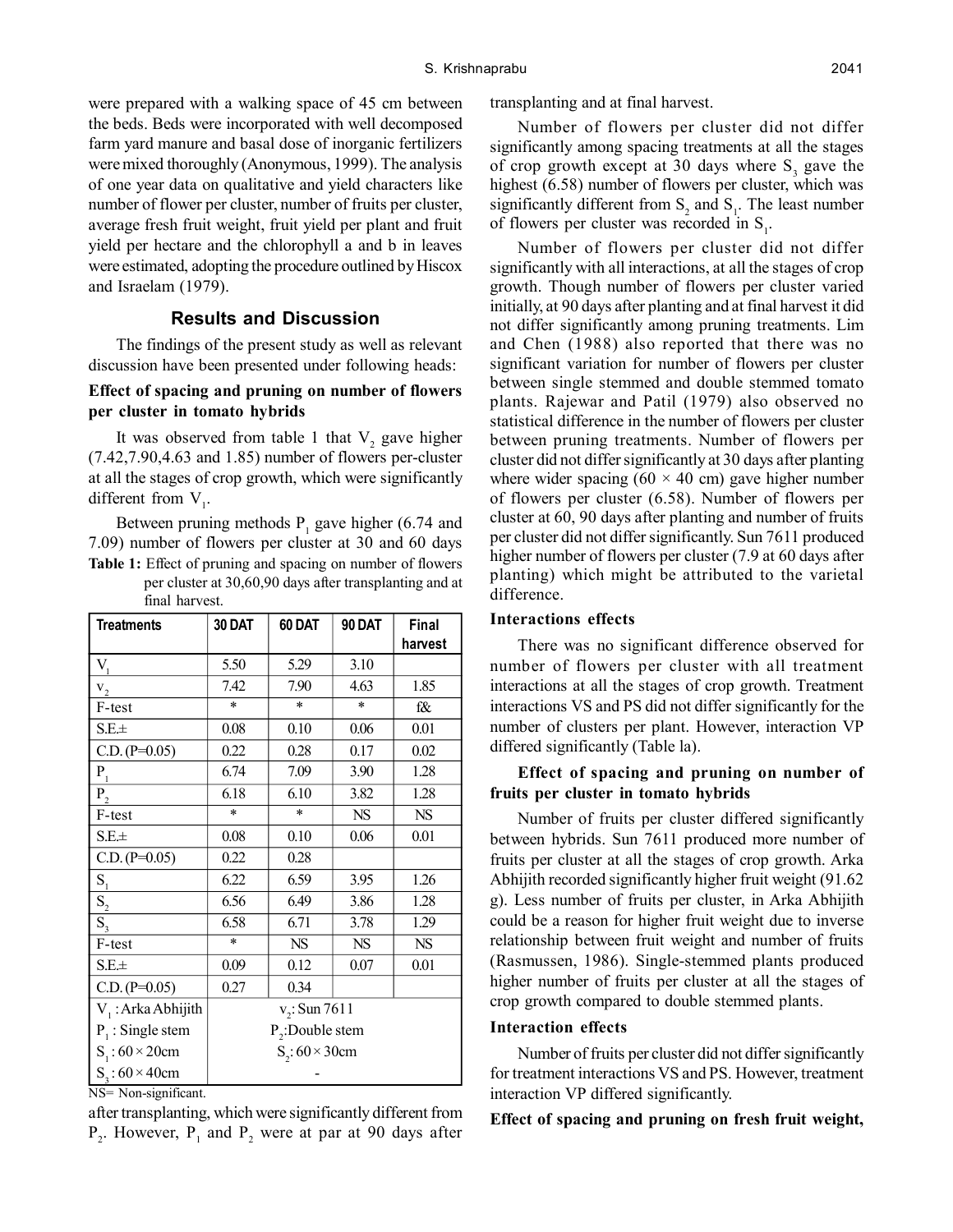were prepared with a walking space of 45 cm between the beds. Beds were incorporated with well decomposed farm yard manure and basal dose of inorganic fertilizers were mixed thoroughly (Anonymous, 1999). The analysis of one year data on qualitative and yield characters like number of flower per cluster, number of fruits per cluster, average fresh fruit weight, fruit yield per plant and fruit yield per hectare and the chlorophyll a and b in leaves were estimated, adopting the procedure outlined by Hiscox and Israelam (1979).

## Results and Discussion

The findings of the present study as well as relevant discussion have been presented under following heads:

### Effect of spacing and pruning on number of flowers per cluster in tomato hybrids

It was observed from table 1 that $V_2$ gave higher (7.42,7.90,4.63 and 1.85) number of flowers per-cluster at all the stages of crop growth, which were significantly different from $V_1$.

Between pruning methods $P_1$ gave higher (6.74 and 7.09) number of flowers per cluster at 30 and 60 days after transplanting, which were significantly different from $P_2$. However, $P_1$ and $P_2$ were at par at 90 days after transplanting and at final harvest.

**Table 1:** Effect of pruning and spacing on number of flowers per cluster at 30,60,90 days after transplanting and at final harvest.

| Treatments | 30 DAT | 60 DAT | 90 DAT | Final harvest |
|---|---|---|---|---|
| $V_1$ | 5.50 | 5.29 | 3.10 | |
| $v_2$ | 7.42 | 7.90 | 4.63 | 1.85 |
| F-test | * | * | * | f& |
| S.E.± | 0.08 | 0.10 | 0.06 | 0.01 |
| C.D. (P=0.05) | 0.22 | 0.28 | 0.17 | 0.02 |
| $P_1$ | 6.74 | 7.09 | 3.90 | 1.28 |
| $P_2$ | 6.18 | 6.10 | 3.82 | 1.28 |
| F-test | * | * | NS | NS |
| S.E.± | 0.08 | 0.10 | 0.06 | 0.01 |
| C.D. (P=0.05) | 0.22 | 0.28 | | |
| $S_1$ | 6.22 | 6.59 | 3.95 | 1.26 |
| $S_2$ | 6.56 | 6.49 | 3.86 | 1.28 |
| $S_3$ | 6.58 | 6.71 | 3.78 | 1.29 |
| F-test | * | NS | NS | NS |
| S.E.± | 0.09 | 0.12 | 0.07 | 0.01 |
| C.D. (P=0.05) | 0.27 | 0.34 | | |
| $V_1$ : Arka Abhijith | $v_2$: Sun 7611 | | | |
| $P_1$ : Single stem | $P_2$:Double stem | | | |
| $S_1$ : 60 × 20cm | $S_2$: 60 × 30cm | | | |
| $S_3$ : 60 × 40cm | - | | | |

NS= Non-significant.

Number of flowers per cluster did not differ significantly among spacing treatments at all the stages of crop growth except at 30 days where $S_3$ gave the highest (6.58) number of flowers per cluster, which was significantly different from $S_2$ and $S_1$. The least number of flowers per cluster was recorded in $S_1$.

Number of flowers per cluster did not differ significantly with all interactions, at all the stages of crop growth. Though number of flowers per cluster varied initially, at 90 days after planting and at final harvest it did not differ significantly among pruning treatments. Lim and Chen (1988) also reported that there was no significant variation for number of flowers per cluster between single stemmed and double stemmed tomato plants. Rajewar and Patil (1979) also observed no statistical difference in the number of flowers per cluster between pruning treatments. Number of flowers per cluster did not differ significantly at 30 days after planting where wider spacing (60 × 40 cm) gave higher number of flowers per cluster (6.58). Number of flowers per cluster at 60, 90 days after planting and number of fruits per cluster did not differ significantly. Sun 7611 produced higher number of flowers per cluster (7.9 at 60 days after planting) which might be attributed to the varietal difference.

### Interactions effects

There was no significant difference observed for number of flowers per cluster with all treatment interactions at all the stages of crop growth. Treatment interactions VS and PS did not differ significantly for the number of clusters per plant. However, interaction VP differed significantly (Table la).

### Effect of spacing and pruning on number of fruits per cluster in tomato hybrids

Number of fruits per cluster differed significantly between hybrids. Sun 7611 produced more number of fruits per cluster at all the stages of crop growth. Arka Abhijith recorded significantly higher fruit weight (91.62 g). Less number of fruits per cluster, in Arka Abhijith could be a reason for higher fruit weight due to inverse relationship between fruit weight and number of fruits (Rasmussen, 1986). Single-stemmed plants produced higher number of fruits per cluster at all the stages of crop growth compared to double stemmed plants.

### Interaction effects

Number of fruits per cluster did not differ significantly for treatment interactions VS and PS. However, treatment interaction VP differed significantly.

### Effect of spacing and pruning on fresh fruit weight,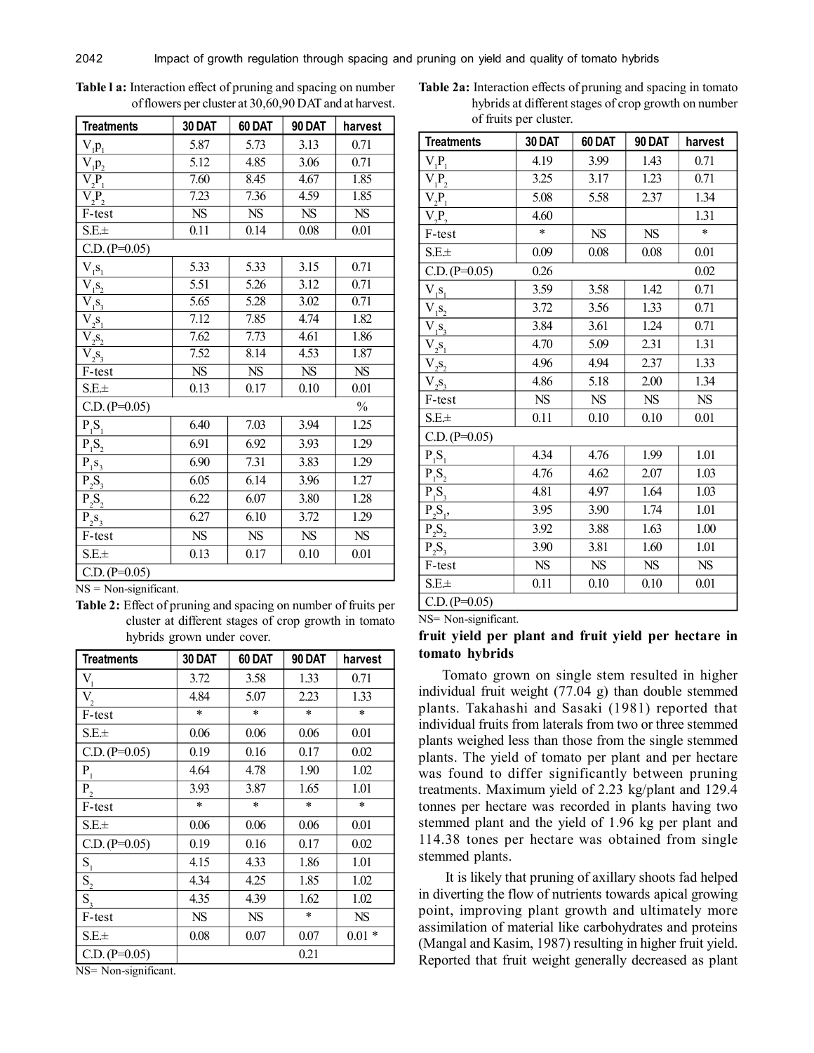**Table l a:** Interaction effect of pruning and spacing on number of flowers per cluster at 30,60,90 DAT and at harvest.

| Treatments | 30 DAT | 60 DAT | 90 DAT | harvest |
|---|---|---|---|---|
| $V_1p_1$ | 5.87 | 5.73 | 3.13 | 0.71 |
| $V_1p_2$ | 5.12 | 4.85 | 3.06 | 0.71 |
| $V_2P_1$ | 7.60 | 8.45 | 4.67 | 1.85 |
| $V_2P_2$ | 7.23 | 7.36 | 4.59 | 1.85 |
| F-test | NS | NS | NS | NS |
| S.E.± | 0.11 | 0.14 | 0.08 | 0.01 |
| C.D. (P=0.05) | | | | |
| $V_1s_1$ | 5.33 | 5.33 | 3.15 | 0.71 |
| $V_1s_2$ | 5.51 | 5.26 | 3.12 | 0.71 |
| $V_1s_3$ | 5.65 | 5.28 | 3.02 | 0.71 |
| $V_2s_1$ | 7.12 | 7.85 | 4.74 | 1.82 |
| $V_2s_2$ | 7.62 | 7.73 | 4.61 | 1.86 |
| $V_2s_3$ | 7.52 | 8.14 | 4.53 | 1.87 |
| F-test | NS | NS | NS | NS |
| S.E.± | 0.13 | 0.17 | 0.10 | 0.01 |
| C.D. (P=0.05) | | | | % |
| $P_1S_1$ | 6.40 | 7.03 | 3.94 | 1.25 |
| $P_1S_2$ | 6.91 | 6.92 | 3.93 | 1.29 |
| $P_1s_3$ | 6.90 | 7.31 | 3.83 | 1.29 |
| $P_2S_3$ | 6.05 | 6.14 | 3.96 | 1.27 |
| $P_2S_2$ | 6.22 | 6.07 | 3.80 | 1.28 |
| $P_2s_3$ | 6.27 | 6.10 | 3.72 | 1.29 |
| F-test | NS | NS | NS | NS |
| S.E.± | 0.13 | 0.17 | 0.10 | 0.01 |
| C.D. (P=0.05) | | | | |

NS = Non-significant.

**Table 2:** Effect of pruning and spacing on number of fruits per cluster at different stages of crop growth in tomato hybrids grown under cover.

| Treatments | 30 DAT | 60 DAT | 90 DAT | harvest |
|---|---|---|---|---|
| $V_1$ | 3.72 | 3.58 | 1.33 | 0.71 |
| $V_2$ | 4.84 | 5.07 | 2.23 | 1.33 |
| F-test | * | * | * | * |
| S.E.± | 0.06 | 0.06 | 0.06 | 0.01 |
| C.D. (P=0.05) | 0.19 | 0.16 | 0.17 | 0.02 |
| $P_1$ | 4.64 | 4.78 | 1.90 | 1.02 |
| $P_2$ | 3.93 | 3.87 | 1.65 | 1.01 |
| F-test | * | * | * | * |
| S.E.± | 0.06 | 0.06 | 0.06 | 0.01 |
| C.D. (P=0.05) | 0.19 | 0.16 | 0.17 | 0.02 |
| $S_1$ | 4.15 | 4.33 | 1.86 | 1.01 |
| $S_2$ | 4.34 | 4.25 | 1.85 | 1.02 |
| $S_3$ | 4.35 | 4.39 | 1.62 | 1.02 |
| F-test | NS | NS | * | NS |
| S.E.± | 0.08 | 0.07 | 0.07 | 0.01 * |
| C.D. (P=0.05) | | | 0.21 | |

NS= Non-significant.

**Table 2a:** Interaction effects of pruning and spacing in tomato hybrids at different stages of crop growth on number of fruits per cluster.

| Treatments | 30 DAT | 60 DAT | 90 DAT | harvest |
|---|---|---|---|---|
| $V_1P_1$ | 4.19 | 3.99 | 1.43 | 0.71 |
| $V_1P_2$ | 3.25 | 3.17 | 1.23 | 0.71 |
| $V_2P_1$ | 5.08 | 5.58 | 2.37 | 1.34 |
| $V_2P_2$ | 4.60 | | | 1.31 |
| F-test | * | NS | NS | * |
| S.E.± | 0.09 | 0.08 | 0.08 | 0.01 |
| C.D. (P=0.05) | 0.26 | | | 0.02 |
| $V_1s_1$ | 3.59 | 3.58 | 1.42 | 0.71 |
| $V_1s_2$ | 3.72 | 3.56 | 1.33 | 0.71 |
| $V_1s_3$ | 3.84 | 3.61 | 1.24 | 0.71 |
| $V_2s_1$ | 4.70 | 5.09 | 2.31 | 1.31 |
| $V_2s_2$ | 4.96 | 4.94 | 2.37 | 1.33 |
| $V_2s_3$ | 4.86 | 5.18 | 2.00 | 1.34 |
| F-test | NS | NS | NS | NS |
| S.E.± | 0.11 | 0.10 | 0.10 | 0.01 |
| C.D. (P=0.05) | | | | |
| $P_1S_1$ | 4.34 | 4.76 | 1.99 | 1.01 |
| $P_1S_2$ | 4.76 | 4.62 | 2.07 | 1.03 |
| $P_1S_3$ | 4.81 | 4.97 | 1.64 | 1.03 |
| $P_2S_1$, | 3.95 | 3.90 | 1.74 | 1.01 |
| $P_2S_2$ | 3.92 | 3.88 | 1.63 | 1.00 |
| $P_2S_3$ | 3.90 | 3.81 | 1.60 | 1.01 |
| F-test | NS | NS | NS | NS |
| S.E.± | 0.11 | 0.10 | 0.10 | 0.01 |
| C.D. (P=0.05) | | | | |

NS= Non-significant.

**fruit yield per plant and fruit yield per hectare in tomato hybrids**

Tomato grown on single stem resulted in higher individual fruit weight (77.04 g) than double stemmed plants. Takahashi and Sasaki (1981) reported that individual fruits from laterals from two or three stemmed plants weighed less than those from the single stemmed plants. The yield of tomato per plant and per hectare was found to differ significantly between pruning treatments. Maximum yield of 2.23 kg/plant and 129.4 tonnes per hectare was recorded in plants having two stemmed plant and the yield of 1.96 kg per plant and 114.38 tones per hectare was obtained from single stemmed plants.

It is likely that pruning of axillary shoots fad helped in diverting the flow of nutrients towards apical growing point, improving plant growth and ultimately more assimilation of material like carbohydrates and proteins (Mangal and Kasim, 1987) resulting in higher fruit yield. Reported that fruit weight generally decreased as plant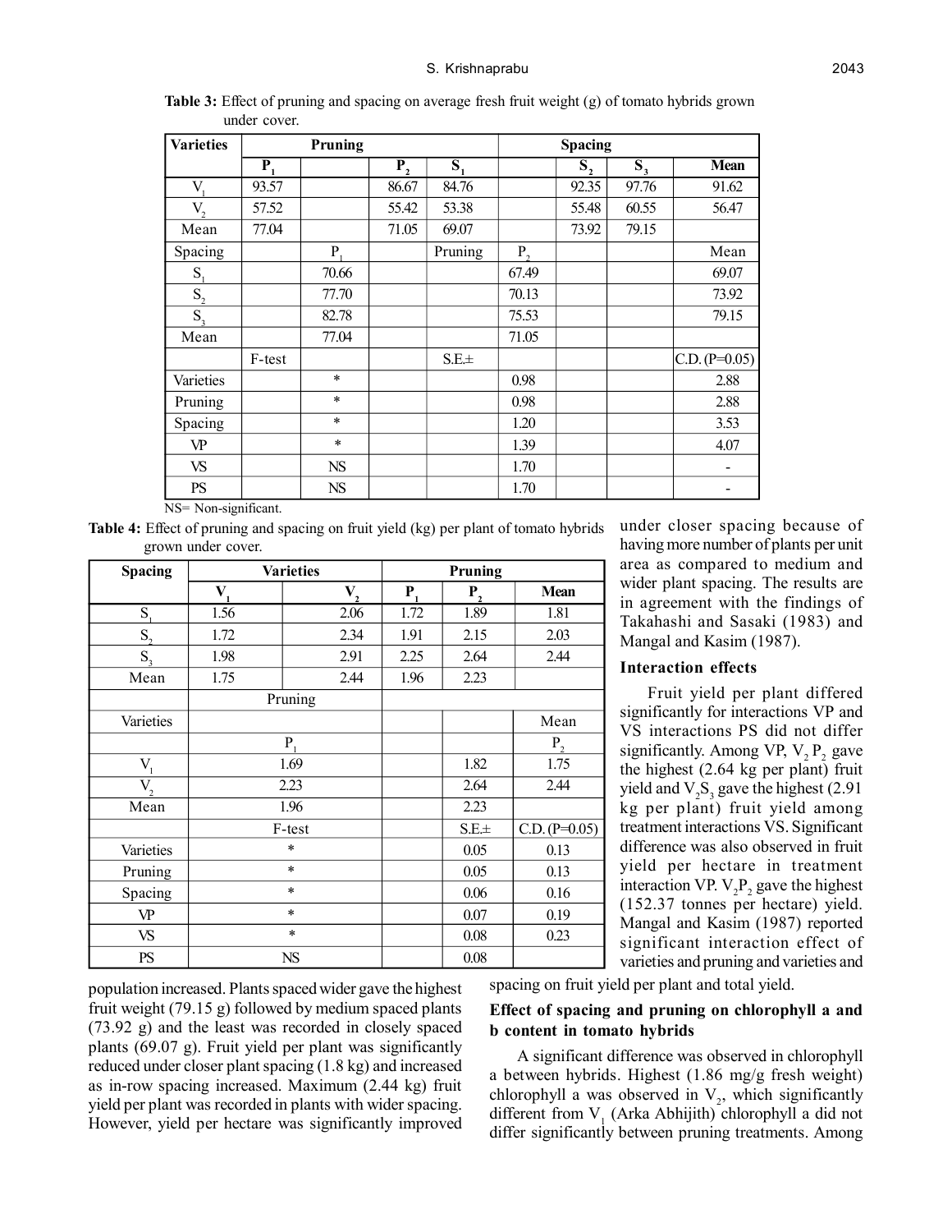**Table 3:** Effect of pruning and spacing on average fresh fruit weight (g) of tomato hybrids grown under cover.

| Varieties | Pruning | | | | Spacing | | | |
|---|---|---|---|---|---|---|---|---|
| | $P_1$ | | $P_2$ | $S_1$ | | $S_2$ | $S_3$ | Mean |
| $V_1$ | 93.57 | | 86.67 | 84.76 | | 92.35 | 97.76 | 91.62 |
| $V_2$ | 57.52 | | 55.42 | 53.38 | | 55.48 | 60.55 | 56.47 |
| Mean | 77.04 | | 71.05 | 69.07 | | 73.92 | 79.15 | |
| Spacing | | $P_1$ | | Pruning | $P_2$ | | | Mean |
| $S_1$ | | 70.66 | | | 67.49 | | | 69.07 |
| $S_2$ | | 77.70 | | | 70.13 | | | 73.92 |
| $S_3$ | | 82.78 | | | 75.53 | | | 79.15 |
| Mean | | 77.04 | | | 71.05 | | | |
| | F-test | | | S.E± | | | | C.D. (P=0.05) |
| Varieties | | * | | | 0.98 | | | 2.88 |
| Pruning | | * | | | 0.98 | | | 2.88 |
| Spacing | | * | | | 1.20 | | | 3.53 |
| VP | | * | | | 1.39 | | | 4.07 |
| VS | | NS | | | 1.70 | | | - |
| PS | | NS | | | 1.70 | | | - |

NS= Non-significant.

**Table 4:** Effect of pruning and spacing on fruit yield (kg) per plant of tomato hybrids grown under cover.

| Spacing | Varieties | | Pruning | | |
|---|---|---|---|---|---|
| | $V_1$ | $V_2$ | $P_1$ | $P_2$ | Mean |
| $S_1$ | 1.56 | 2.06 | 1.72 | 1.89 | 1.81 |
| $S_2$ | 1.72 | 2.34 | 1.91 | 2.15 | 2.03 |
| $S_3$ | 1.98 | 2.91 | 2.25 | 2.64 | 2.44 |
| Mean | 1.75 | 2.44 | 1.96 | 2.23 | |
| | Pruning | | | | |
| Varieties | | | | | Mean |
| | $P_1$ | | | | $P_2$ |
| $V_1$ | 1.69 | | | 1.82 | 1.75 |
| $V_2$ | 2.23 | | | 2.64 | 2.44 |
| Mean | 1.96 | | | 2.23 | |
| | F-test | | | S.E± | C.D. (P=0.05) |
| Varieties | * | | | 0.05 | 0.13 |
| Pruning | * | | | 0.05 | 0.13 |
| Spacing | * | | | 0.06 | 0.16 |
| VP | * | | | 0.07 | 0.19 |
| VS | * | | | 0.08 | 0.23 |
| PS | NS | | | 0.08 | |

population increased. Plants spaced wider gave the highest fruit weight (79.15 g) followed by medium spaced plants (73.92 g) and the least was recorded in closely spaced plants (69.07 g). Fruit yield per plant was significantly reduced under closer plant spacing (1.8 kg) and increased as in-row spacing increased. Maximum (2.44 kg) fruit yield per plant was recorded in plants with wider spacing. However, yield per hectare was significantly improved under closer spacing because of having more number of plants per unit area as compared to medium and wider plant spacing. The results are in agreement with the findings of Takahashi and Sasaki (1983) and Mangal and Kasim (1987).

### Interaction effects

Fruit yield per plant differed significantly for interactions VP and VS interactions PS did not differ significantly. Among VP, $V_2P_2$ gave the highest (2.64 kg per plant) fruit yield and $V_2S_3$ gave the highest (2.91 kg per plant) fruit yield among treatment interactions VS. Significant difference was also observed in fruit yield per hectare in treatment interaction VP. $V_2P_2$ gave the highest (152.37 tonnes per hectare) yield. Mangal and Kasim (1987) reported significant interaction effect of varieties and pruning and varieties and spacing on fruit yield per plant and total yield.

### Effect of spacing and pruning on chlorophyll a and b content in tomato hybrids

A significant difference was observed in chlorophyll a between hybrids. Highest (1.86 mg/g fresh weight) chlorophyll a was observed in $V_2$, which significantly different from $V_1$ (Arka Abhijith) chlorophyll a did not differ significantly between pruning treatments. Among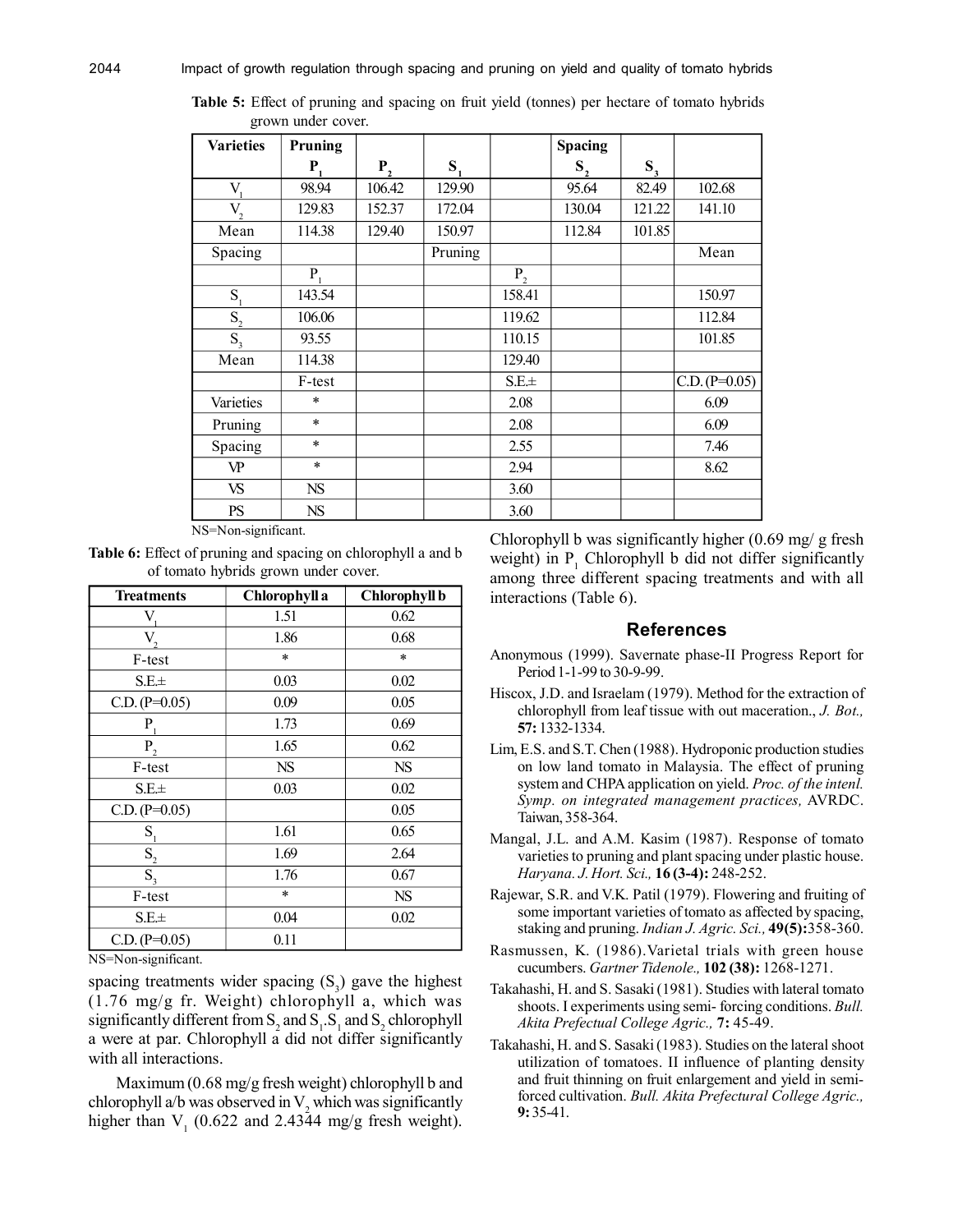**Table 5:** Effect of pruning and spacing on fruit yield (tonnes) per hectare of tomato hybrids grown under cover.

| Varieties | Pruning | | | | Spacing | | |
|---|---|---|---|---|---|---|---|
| | $P_1$ | $P_2$ | $S_1$ | | $S_2$ | $S_3$ | |
| $V_1$ | 98.94 | 106.42 | 129.90 | | 95.64 | 82.49 | 102.68 |
| $V_2$ | 129.83 | 152.37 | 172.04 | | 130.04 | 121.22 | 141.10 |
| Mean | 114.38 | 129.40 | 150.97 | | 112.84 | 101.85 | |
| Spacing | | | Pruning | | | | Mean |
| | $P_1$ | | | $P_2$ | | | |
| $S_1$ | 143.54 | | | 158.41 | | | 150.97 |
| $S_2$ | 106.06 | | | 119.62 | | | 112.84 |
| $S_3$ | 93.55 | | | 110.15 | | | 101.85 |
| Mean | 114.38 | | | 129.40 | | | |
| | F-test | | | S.E.± | | | C.D. (P=0.05) |
| Varieties | * | | | 2.08 | | | 6.09 |
| Pruning | * | | | 2.08 | | | 6.09 |
| Spacing | * | | | 2.55 | | | 7.46 |
| VP | * | | | 2.94 | | | 8.62 |
| VS | NS | | | 3.60 | | | |
| PS | NS | | | 3.60 | | | |

NS=Non-significant.

**Table 6:** Effect of pruning and spacing on chlorophyll a and b of tomato hybrids grown under cover.

| Treatments | Chlorophyll a | Chlorophyll b |
|---|---|---|
| $V_1$ | 1.51 | 0.62 |
| $V_2$ | 1.86 | 0.68 |
| F-test | * | * |
| S.E.± | 0.03 | 0.02 |
| C.D. (P=0.05) | 0.09 | 0.05 |
| $P_1$ | 1.73 | 0.69 |
| $P_2$ | 1.65 | 0.62 |
| F-test | NS | NS |
| S.E.± | 0.03 | 0.02 |
| C.D. (P=0.05) | | 0.05 |
| $S_1$ | 1.61 | 0.65 |
| $S_2$ | 1.69 | 2.64 |
| $S_3$ | 1.76 | 0.67 |
| F-test | * | NS |
| S.E.± | 0.04 | 0.02 |
| C.D. (P=0.05) | 0.11 | |

NS=Non-significant.

spacing treatments wider spacing ($S_3$) gave the highest (1.76 mg/g fr. Weight) chlorophyll a, which was significantly different from $S_2$ and $S_1$.$S_1$ and $S_2$ chlorophyll a were at par. Chlorophyll a did not differ significantly with all interactions.

Maximum (0.68 mg/g fresh weight) chlorophyll b and chlorophyll a/b was observed in $V_2$ which was significantly higher than $V_1$ (0.622 and 2.4344 mg/g fresh weight). Chlorophyll b was significantly higher (0.69 mg/ g fresh weight) in $P_1$ Chlorophyll b did not differ significantly among three different spacing treatments and with all interactions (Table 6).

## References

Anonymous (1999). Savernate phase-II Progress Report for Period 1-1-99 to 30-9-99.

Hiscox, J.D. and Israelam (1979). Method for the extraction of chlorophyll from leaf tissue with out maceration., *J. Bot.,* **57:** 1332-1334.

Lim, E.S. and S.T. Chen (1988). Hydroponic production studies on low land tomato in Malaysia. The effect of pruning system and CHPA application on yield. *Proc. of the intenl. Symp. on integrated management practices,* AVRDC. Taiwan, 358-364.

Mangal, J.L. and A.M. Kasim (1987). Response of tomato varieties to pruning and plant spacing under plastic house. *Haryana. J. Hort. Sci.,* **16 (3-4):** 248-252.

Rajewar, S.R. and V.K. Patil (1979). Flowering and fruiting of some important varieties of tomato as affected by spacing, staking and pruning. *Indian J. Agric. Sci.,* **49(5):**358-360.

Rasmussen, K. (1986).Varietal trials with green house cucumbers. *Gartner Tidenole.,* **102 (38):** 1268-1271.

Takahashi, H. and S. Sasaki (1981). Studies with lateral tomato shoots. I experiments using semi- forcing conditions. *Bull. Akita Prefectual College Agric.,* **7:** 45-49.

Takahashi, H. and S. Sasaki (1983). Studies on the lateral shoot utilization of tomatoes. II influence of planting density and fruit thinning on fruit enlargement and yield in semi-forced cultivation. *Bull. Akita Prefectural College Agric.,* **9:** 35-41.